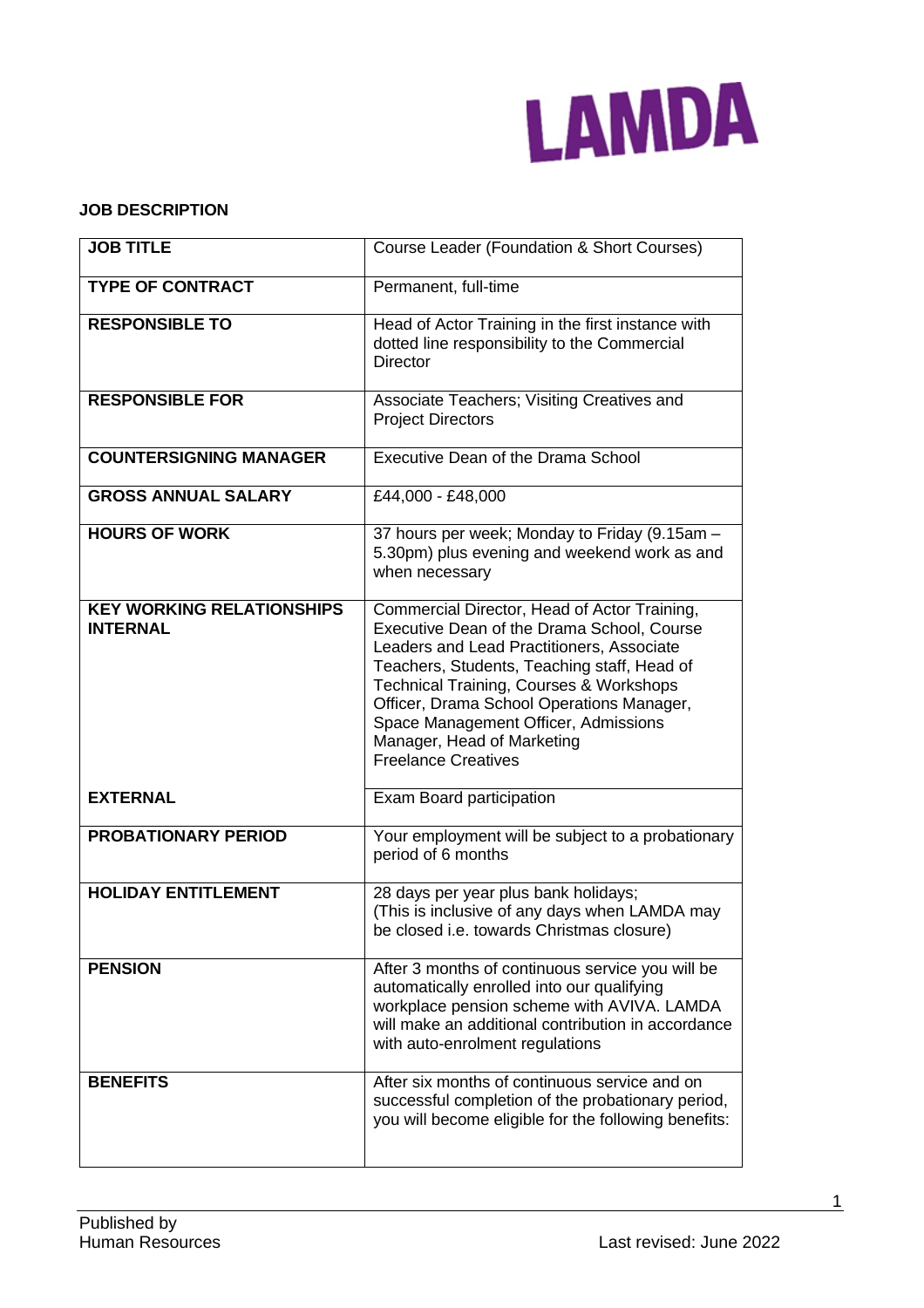LAMDA

**JOB DESCRIPTION**

| | |
|---|---|
| **JOB TITLE** | Course Leader (Foundation & Short Courses) |
| **TYPE OF CONTRACT** | Permanent, full-time |
| **RESPONSIBLE TO** | Head of Actor Training in the first instance with dotted line responsibility to the Commercial Director |
| **RESPONSIBLE FOR** | Associate Teachers; Visiting Creatives and Project Directors |
| **COUNTERSIGNING MANAGER** | Executive Dean of the Drama School |
| **GROSS ANNUAL SALARY** | £44,000 - £48,000 |
| **HOURS OF WORK** | 37 hours per week; Monday to Friday (9.15am – 5.30pm) plus evening and weekend work as and when necessary |
| **KEY WORKING RELATIONSHIPS INTERNAL** | Commercial Director, Head of Actor Training, Executive Dean of the Drama School, Course Leaders and Lead Practitioners, Associate Teachers, Students, Teaching staff, Head of Technical Training, Courses & Workshops Officer, Drama School Operations Manager, Space Management Officer, Admissions Manager, Head of Marketing Freelance Creatives |
| **EXTERNAL** | Exam Board participation |
| **PROBATIONARY PERIOD** | Your employment will be subject to a probationary period of 6 months |
| **HOLIDAY ENTITLEMENT** | 28 days per year plus bank holidays; (This is inclusive of any days when LAMDA may be closed i.e. towards Christmas closure) |
| **PENSION** | After 3 months of continuous service you will be automatically enrolled into our qualifying workplace pension scheme with AVIVA. LAMDA will make an additional contribution in accordance with auto-enrolment regulations |
| **BENEFITS** | After six months of continuous service and on successful completion of the probationary period, you will become eligible for the following benefits: |

Published by
Human Resources

Last revised: June 2022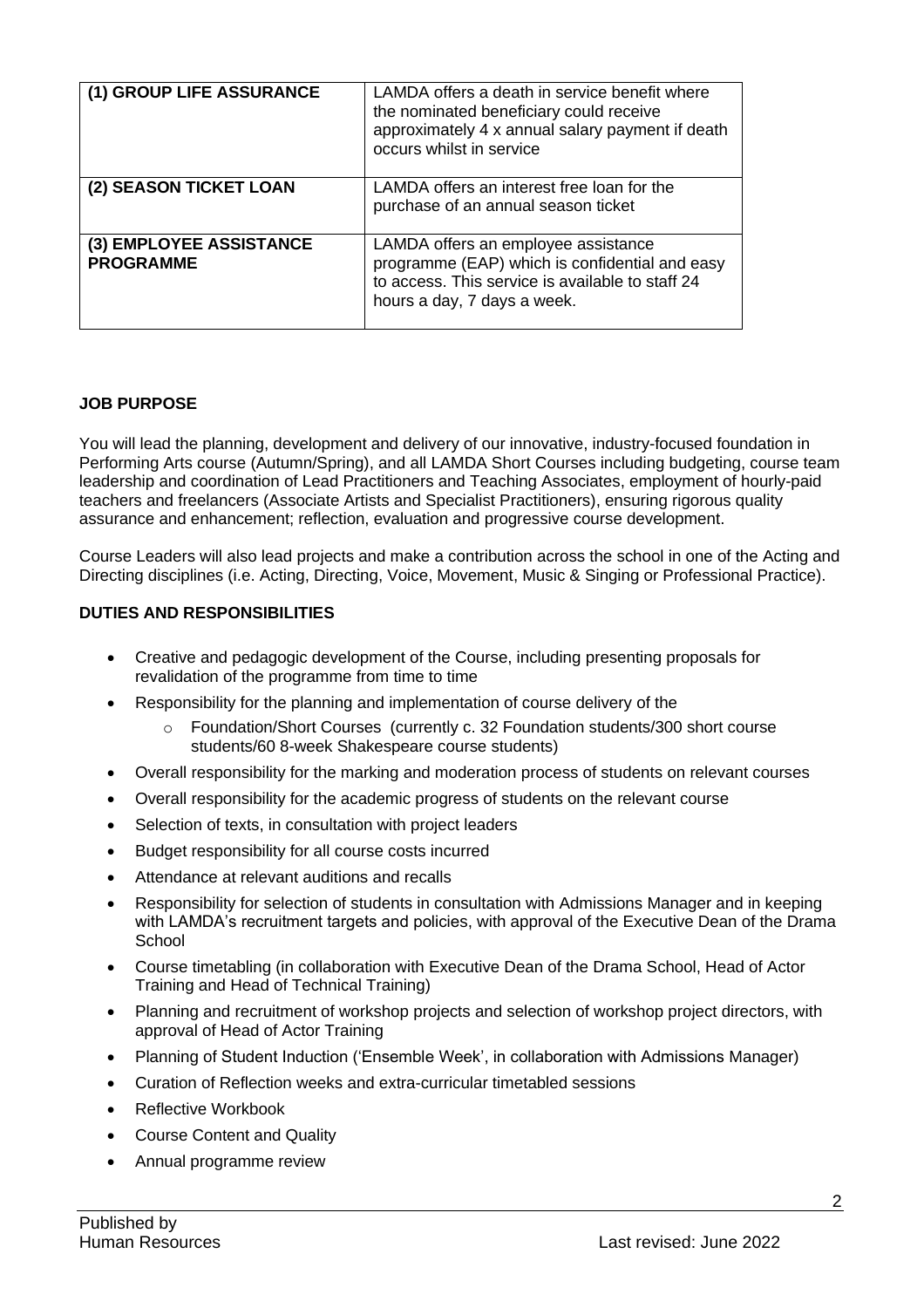| (1) GROUP LIFE ASSURANCE | LAMDA offers a death in service benefit where the nominated beneficiary could receive approximately 4 x annual salary payment if death occurs whilst in service |
|---|---|
| **(2) SEASON TICKET LOAN** | LAMDA offers an interest free loan for the purchase of an annual season ticket |
| **(3) EMPLOYEE ASSISTANCE PROGRAMME** | LAMDA offers an employee assistance programme (EAP) which is confidential and easy to access. This service is available to staff 24 hours a day, 7 days a week. |

## JOB PURPOSE

You will lead the planning, development and delivery of our innovative, industry-focused foundation in Performing Arts course (Autumn/Spring), and all LAMDA Short Courses including budgeting, course team leadership and coordination of Lead Practitioners and Teaching Associates, employment of hourly-paid teachers and freelancers (Associate Artists and Specialist Practitioners), ensuring rigorous quality assurance and enhancement; reflection, evaluation and progressive course development.

Course Leaders will also lead projects and make a contribution across the school in one of the Acting and Directing disciplines (i.e. Acting, Directing, Voice, Movement, Music & Singing or Professional Practice).

## DUTIES AND RESPONSIBILITIES

- Creative and pedagogic development of the Course, including presenting proposals for revalidation of the programme from time to time
- Responsibility for the planning and implementation of course delivery of the
  - Foundation/Short Courses (currently c. 32 Foundation students/300 short course students/60 8-week Shakespeare course students)
- Overall responsibility for the marking and moderation process of students on relevant courses
- Overall responsibility for the academic progress of students on the relevant course
- Selection of texts, in consultation with project leaders
- Budget responsibility for all course costs incurred
- Attendance at relevant auditions and recalls
- Responsibility for selection of students in consultation with Admissions Manager and in keeping with LAMDA's recruitment targets and policies, with approval of the Executive Dean of the Drama School
- Course timetabling (in collaboration with Executive Dean of the Drama School, Head of Actor Training and Head of Technical Training)
- Planning and recruitment of workshop projects and selection of workshop project directors, with approval of Head of Actor Training
- Planning of Student Induction ('Ensemble Week', in collaboration with Admissions Manager)
- Curation of Reflection weeks and extra-curricular timetabled sessions
- Reflective Workbook
- Course Content and Quality
- Annual programme review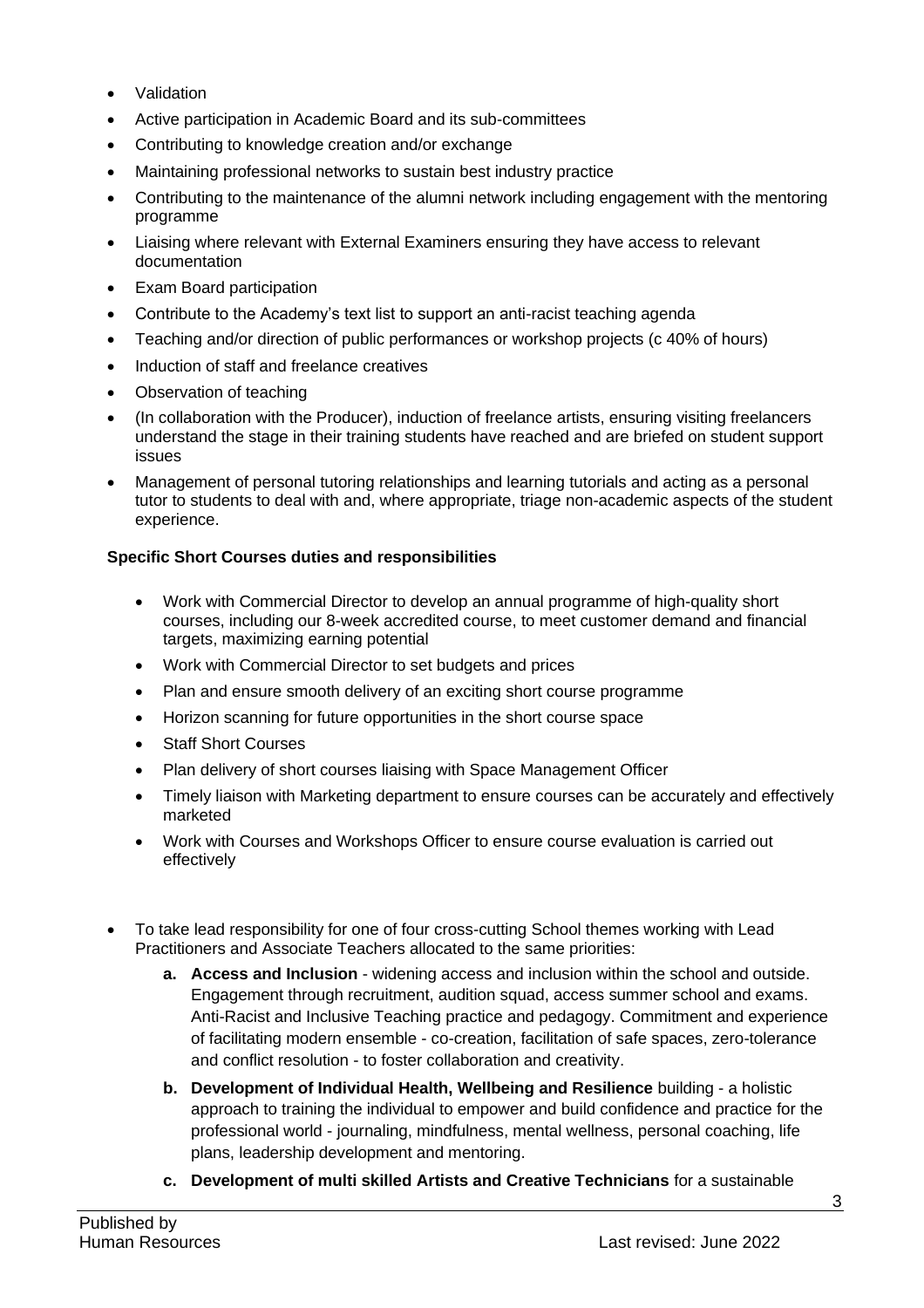- Validation
- Active participation in Academic Board and its sub-committees
- Contributing to knowledge creation and/or exchange
- Maintaining professional networks to sustain best industry practice
- Contributing to the maintenance of the alumni network including engagement with the mentoring programme
- Liaising where relevant with External Examiners ensuring they have access to relevant documentation
- Exam Board participation
- Contribute to the Academy's text list to support an anti-racist teaching agenda
- Teaching and/or direction of public performances or workshop projects (c 40% of hours)
- Induction of staff and freelance creatives
- Observation of teaching
- (In collaboration with the Producer), induction of freelance artists, ensuring visiting freelancers understand the stage in their training students have reached and are briefed on student support issues
- Management of personal tutoring relationships and learning tutorials and acting as a personal tutor to students to deal with and, where appropriate, triage non-academic aspects of the student experience.

**Specific Short Courses duties and responsibilities**

- Work with Commercial Director to develop an annual programme of high-quality short courses, including our 8-week accredited course, to meet customer demand and financial targets, maximizing earning potential
- Work with Commercial Director to set budgets and prices
- Plan and ensure smooth delivery of an exciting short course programme
- Horizon scanning for future opportunities in the short course space
- Staff Short Courses
- Plan delivery of short courses liaising with Space Management Officer
- Timely liaison with Marketing department to ensure courses can be accurately and effectively marketed
- Work with Courses and Workshops Officer to ensure course evaluation is carried out effectively

- To take lead responsibility for one of four cross-cutting School themes working with Lead Practitioners and Associate Teachers allocated to the same priorities:
    - **a. Access and Inclusion** - widening access and inclusion within the school and outside. Engagement through recruitment, audition squad, access summer school and exams. Anti-Racist and Inclusive Teaching practice and pedagogy. Commitment and experience of facilitating modern ensemble - co-creation, facilitation of safe spaces, zero-tolerance and conflict resolution - to foster collaboration and creativity.
    - **b. Development of Individual Health, Wellbeing and Resilience** building - a holistic approach to training the individual to empower and build confidence and practice for the professional world - journaling, mindfulness, mental wellness, personal coaching, life plans, leadership development and mentoring.
    - **c. Development of multi skilled Artists and Creative Technicians** for a sustainable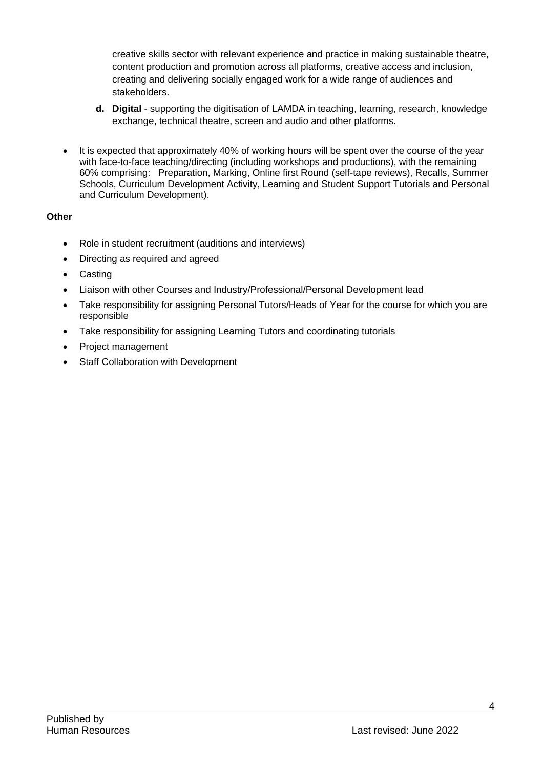creative skills sector with relevant experience and practice in making sustainable theatre, content production and promotion across all platforms, creative access and inclusion, creating and delivering socially engaged work for a wide range of audiences and stakeholders.

   d. **Digital** - supporting the digitisation of LAMDA in teaching, learning, research, knowledge exchange, technical theatre, screen and audio and other platforms.

- It is expected that approximately 40% of working hours will be spent over the course of the year with face-to-face teaching/directing (including workshops and productions), with the remaining 60% comprising: Preparation, Marking, Online first Round (self-tape reviews), Recalls, Summer Schools, Curriculum Development Activity, Learning and Student Support Tutorials and Personal and Curriculum Development).

**Other**

- Role in student recruitment (auditions and interviews)
- Directing as required and agreed
- Casting
- Liaison with other Courses and Industry/Professional/Personal Development lead
- Take responsibility for assigning Personal Tutors/Heads of Year for the course for which you are responsible
- Take responsibility for assigning Learning Tutors and coordinating tutorials
- Project management
- Staff Collaboration with Development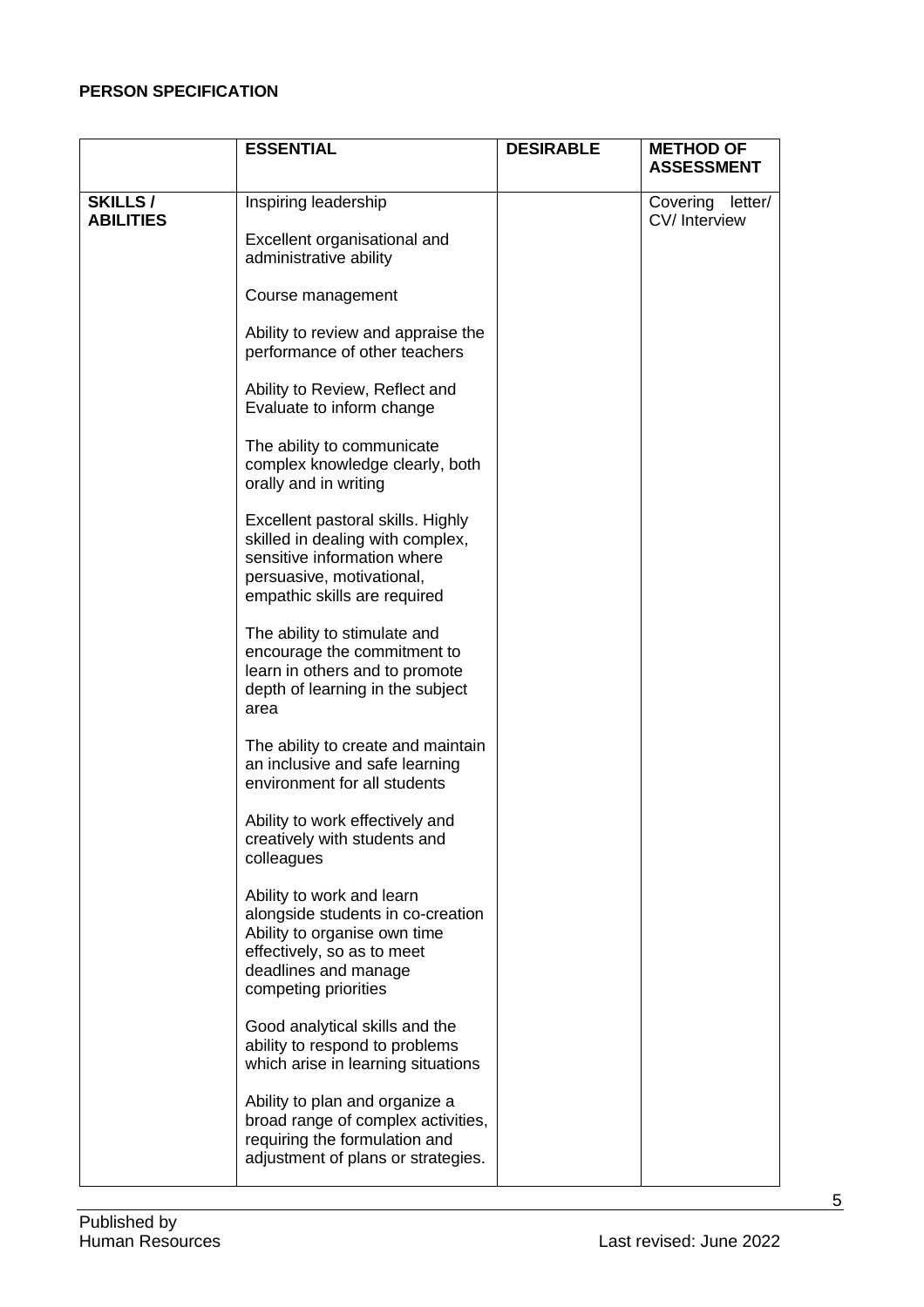**PERSON SPECIFICATION**

| | ESSENTIAL | DESIRABLE | METHOD OF ASSESSMENT |
|---|---|---|---|
| **SKILLS / ABILITIES** | Inspiring leadership<br><br>Excellent organisational and administrative ability<br><br>Course management<br><br>Ability to review and appraise the performance of other teachers<br><br>Ability to Review, Reflect and Evaluate to inform change<br><br>The ability to communicate complex knowledge clearly, both orally and in writing<br><br>Excellent pastoral skills. Highly skilled in dealing with complex, sensitive information where persuasive, motivational, empathic skills are required<br><br>The ability to stimulate and encourage the commitment to learn in others and to promote depth of learning in the subject area<br><br>The ability to create and maintain an inclusive and safe learning environment for all students<br><br>Ability to work effectively and creatively with students and colleagues<br><br>Ability to work and learn alongside students in co-creation Ability to organise own time effectively, so as to meet deadlines and manage competing priorities<br><br>Good analytical skills and the ability to respond to problems which arise in learning situations<br><br>Ability to plan and organize a broad range of complex activities, requiring the formulation and adjustment of plans or strategies. | | Covering letter/ CV/ Interview |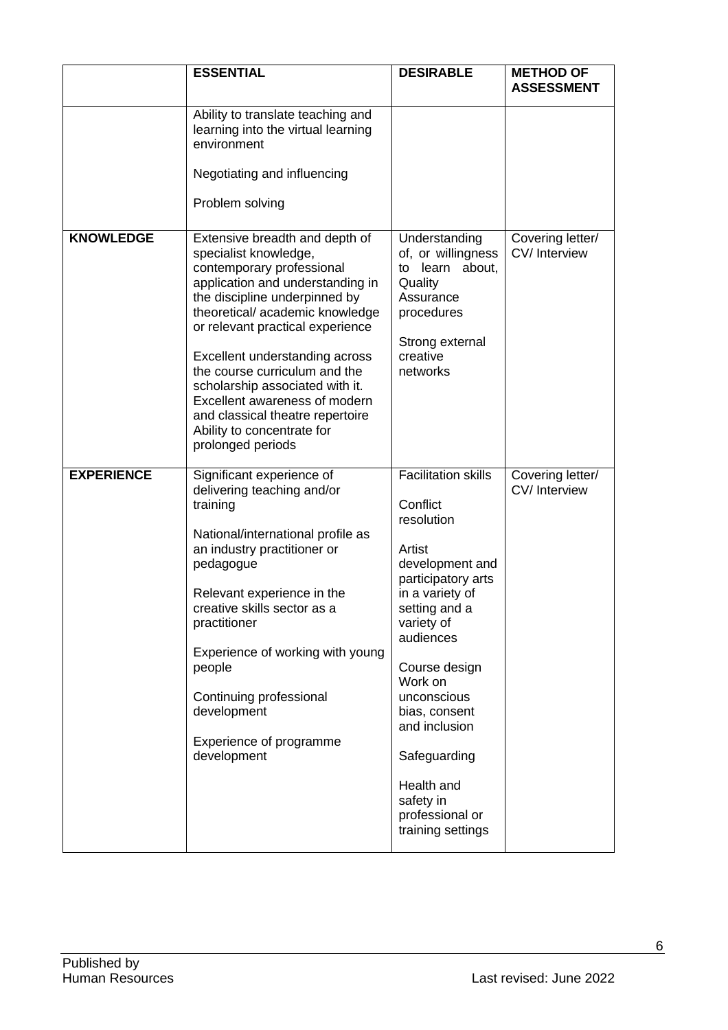| | ESSENTIAL | DESIRABLE | METHOD OF ASSESSMENT |
|---|---|---|---|
| | Ability to translate teaching and learning into the virtual learning environment<br><br>Negotiating and influencing<br><br>Problem solving | | |
| **KNOWLEDGE** | Extensive breadth and depth of specialist knowledge, contemporary professional application and understanding in the discipline underpinned by theoretical/ academic knowledge or relevant practical experience<br><br>Excellent understanding across the course curriculum and the scholarship associated with it.<br>Excellent awareness of modern and classical theatre repertoire<br>Ability to concentrate for prolonged periods | Understanding of, or willingness to learn about, Quality Assurance procedures<br><br>Strong external creative networks | Covering letter/ CV/ Interview |
| **EXPERIENCE** | Significant experience of delivering teaching and/or training<br><br>National/international profile as an industry practitioner or pedagogue<br><br>Relevant experience in the creative skills sector as a practitioner<br><br>Experience of working with young people<br><br>Continuing professional development<br><br>Experience of programme development | Facilitation skills<br><br>Conflict resolution<br><br>Artist development and participatory arts in a variety of setting and a variety of audiences<br><br>Course design<br>Work on unconscious bias, consent and inclusion<br><br>Safeguarding<br><br>Health and safety in professional or training settings | Covering letter/ CV/ Interview |

Published by
Human Resources

Last revised: June 2022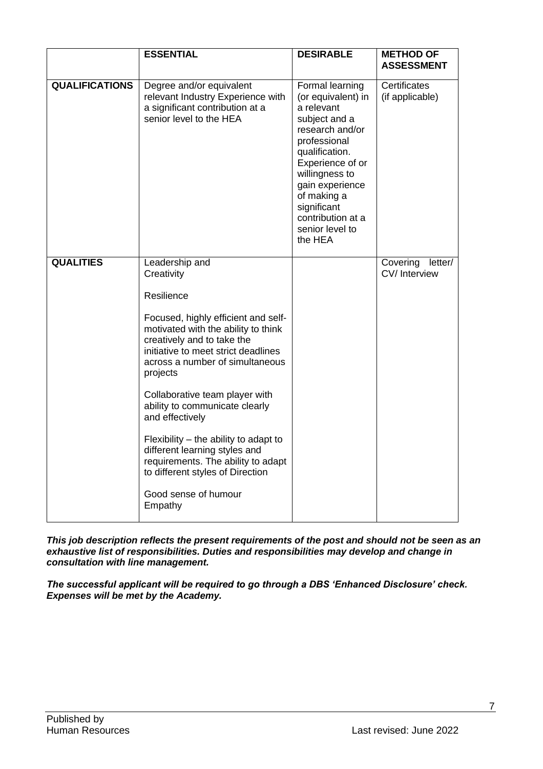| | ESSENTIAL | DESIRABLE | METHOD OF ASSESSMENT |
|---|---|---|---|
| **QUALIFICATIONS** | Degree and/or equivalent relevant Industry Experience with a significant contribution at a senior level to the HEA | Formal learning (or equivalent) in a relevant subject and a research and/or professional qualification. Experience of or willingness to gain experience of making a significant contribution at a senior level to the HEA | Certificates (if applicable) |
| **QUALITIES** | Leadership and Creativity<br><br>Resilience<br><br>Focused, highly efficient and self-motivated with the ability to think creatively and to take the initiative to meet strict deadlines across a number of simultaneous projects<br><br>Collaborative team player with ability to communicate clearly and effectively<br><br>Flexibility – the ability to adapt to different learning styles and requirements. The ability to adapt to different styles of Direction<br><br>Good sense of humour<br>Empathy | | Covering letter/ CV/ Interview |

***This job description reflects the present requirements of the post and should not be seen as an exhaustive list of responsibilities. Duties and responsibilities may develop and change in consultation with line management.***

***The successful applicant will be required to go through a DBS 'Enhanced Disclosure' check. Expenses will be met by the Academy.***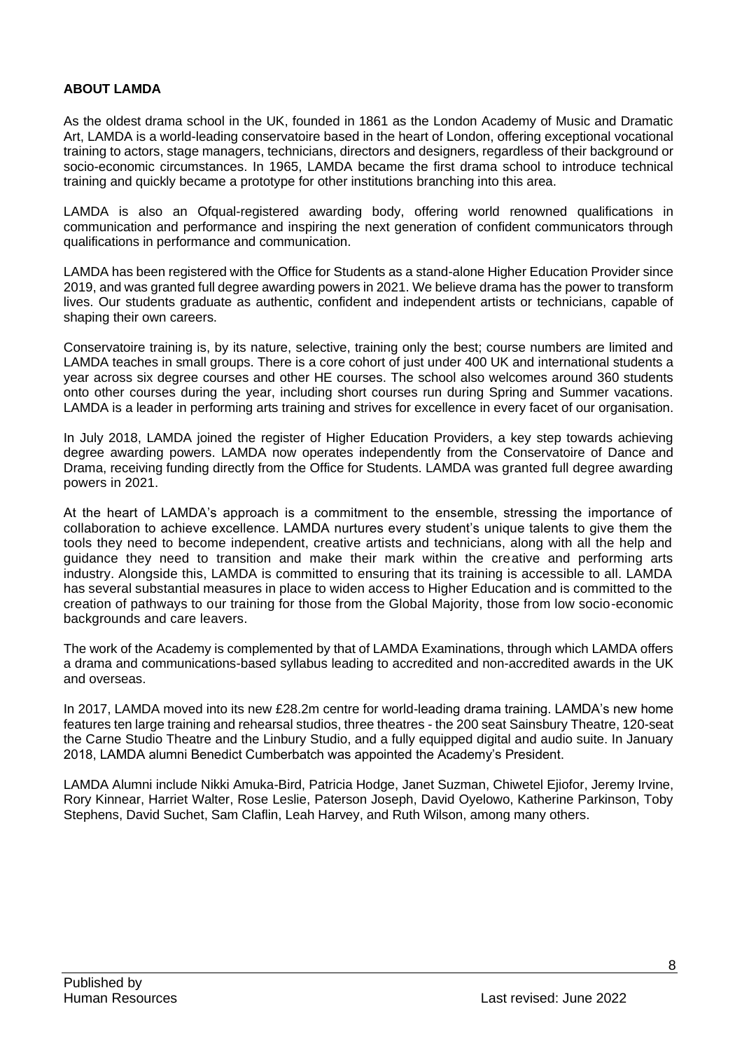**ABOUT LAMDA**

As the oldest drama school in the UK, founded in 1861 as the London Academy of Music and Dramatic Art, LAMDA is a world-leading conservatoire based in the heart of London, offering exceptional vocational training to actors, stage managers, technicians, directors and designers, regardless of their background or socio-economic circumstances. In 1965, LAMDA became the first drama school to introduce technical training and quickly became a prototype for other institutions branching into this area.

LAMDA is also an Ofqual-registered awarding body, offering world renowned qualifications in communication and performance and inspiring the next generation of confident communicators through qualifications in performance and communication.

LAMDA has been registered with the Office for Students as a stand-alone Higher Education Provider since 2019, and was granted full degree awarding powers in 2021. We believe drama has the power to transform lives. Our students graduate as authentic, confident and independent artists or technicians, capable of shaping their own careers.

Conservatoire training is, by its nature, selective, training only the best; course numbers are limited and LAMDA teaches in small groups. There is a core cohort of just under 400 UK and international students a year across six degree courses and other HE courses. The school also welcomes around 360 students onto other courses during the year, including short courses run during Spring and Summer vacations. LAMDA is a leader in performing arts training and strives for excellence in every facet of our organisation.

In July 2018, LAMDA joined the register of Higher Education Providers, a key step towards achieving degree awarding powers. LAMDA now operates independently from the Conservatoire of Dance and Drama, receiving funding directly from the Office for Students. LAMDA was granted full degree awarding powers in 2021.

At the heart of LAMDA's approach is a commitment to the ensemble, stressing the importance of collaboration to achieve excellence. LAMDA nurtures every student's unique talents to give them the tools they need to become independent, creative artists and technicians, along with all the help and guidance they need to transition and make their mark within the creative and performing arts industry. Alongside this, LAMDA is committed to ensuring that its training is accessible to all. LAMDA has several substantial measures in place to widen access to Higher Education and is committed to the creation of pathways to our training for those from the Global Majority, those from low socio-economic backgrounds and care leavers.

The work of the Academy is complemented by that of LAMDA Examinations, through which LAMDA offers a drama and communications-based syllabus leading to accredited and non-accredited awards in the UK and overseas.

In 2017, LAMDA moved into its new £28.2m centre for world-leading drama training. LAMDA's new home features ten large training and rehearsal studios, three theatres - the 200 seat Sainsbury Theatre, 120-seat the Carne Studio Theatre and the Linbury Studio, and a fully equipped digital and audio suite. In January 2018, LAMDA alumni Benedict Cumberbatch was appointed the Academy's President.

LAMDA Alumni include Nikki Amuka-Bird, Patricia Hodge, Janet Suzman, Chiwetel Ejiofor, Jeremy Irvine, Rory Kinnear, Harriet Walter, Rose Leslie, Paterson Joseph, David Oyelowo, Katherine Parkinson, Toby Stephens, David Suchet, Sam Claflin, Leah Harvey, and Ruth Wilson, among many others.